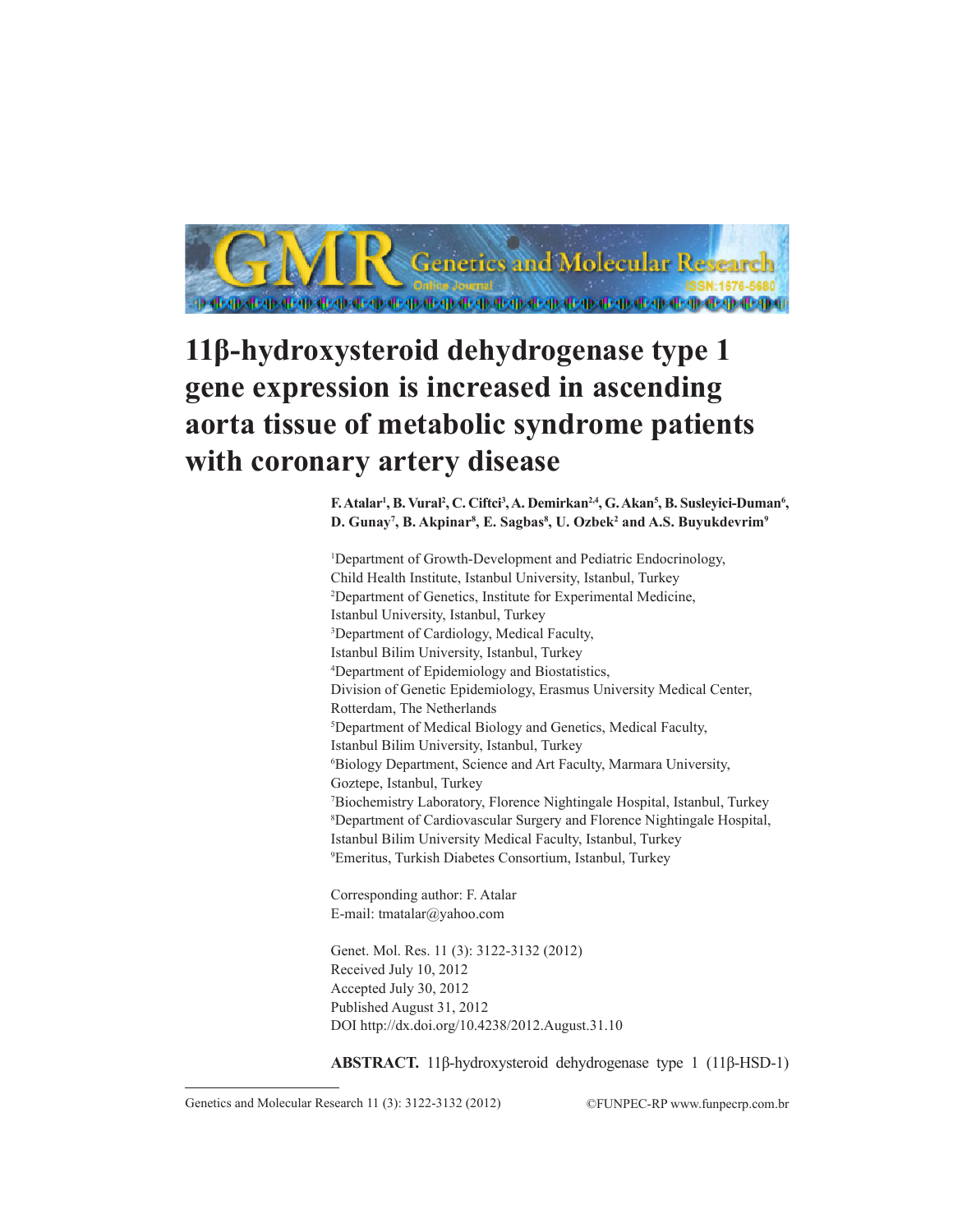# 11β-hydroxysteroid dehydrogenase type 1 gene expression is increased in ascending aorta tissue of metabolic syndrome patients with coronary artery disease

**F. Atalar[1], B. Vural[2], C. Ciftci[3], A. Demirkan[2,4], G. Akan[5], B. Susleyici-Duman[6], D. Gunay[7], B. Akpinar[8], E. Sagbas[8], U. Ozbek[2] and A.S. Buyukdevrim[9]**

[1]Department of Growth-Development and Pediatric Endocrinology, Child Health Institute, Istanbul University, Istanbul, Turkey
[2]Department of Genetics, Institute for Experimental Medicine, Istanbul University, Istanbul, Turkey
[3]Department of Cardiology, Medical Faculty, Istanbul Bilim University, Istanbul, Turkey
[4]Department of Epidemiology and Biostatistics, Division of Genetic Epidemiology, Erasmus University Medical Center, Rotterdam, The Netherlands
[5]Department of Medical Biology and Genetics, Medical Faculty, Istanbul Bilim University, Istanbul, Turkey
[6]Biology Department, Science and Art Faculty, Marmara University, Goztepe, Istanbul, Turkey
[7]Biochemistry Laboratory, Florence Nightingale Hospital, Istanbul, Turkey
[8]Department of Cardiovascular Surgery and Florence Nightingale Hospital, Istanbul Bilim University Medical Faculty, Istanbul, Turkey
[9]Emeritus, Turkish Diabetes Consortium, Istanbul, Turkey

Corresponding author: F. Atalar
E-mail: tmatalar@yahoo.com

Genet. Mol. Res. 11 (3): 3122-3132 (2012)
Received July 10, 2012
Accepted July 30, 2012
Published August 31, 2012
DOI http://dx.doi.org/10.4238/2012.August.31.10

**ABSTRACT.** 11β-hydroxysteroid dehydrogenase type 1 (11β-HSD-1)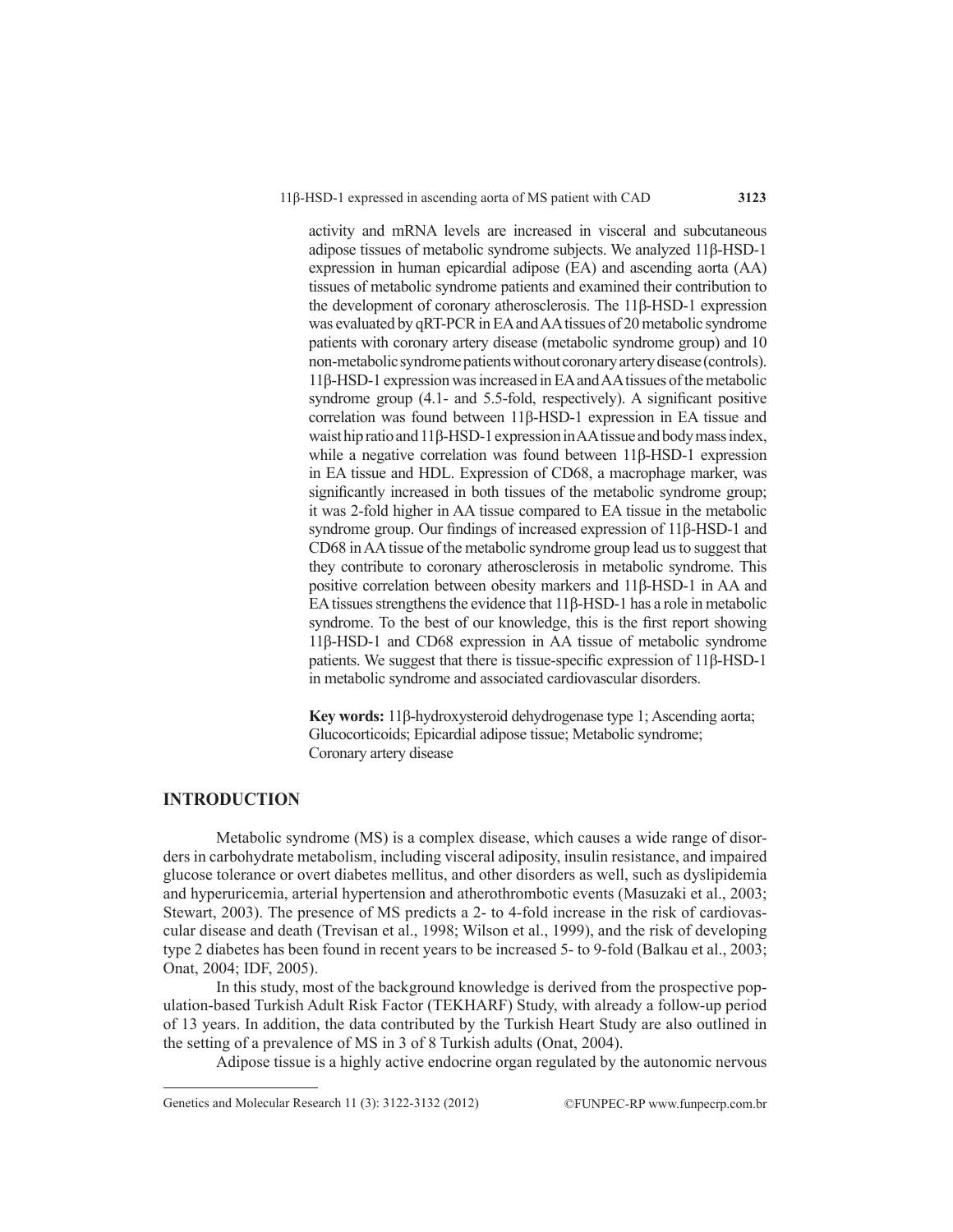activity and mRNA levels are increased in visceral and subcutaneous adipose tissues of metabolic syndrome subjects. We analyzed 11β-HSD-1 expression in human epicardial adipose (EA) and ascending aorta (AA) tissues of metabolic syndrome patients and examined their contribution to the development of coronary atherosclerosis. The 11β-HSD-1 expression was evaluated by qRT-PCR in EA and AA tissues of 20 metabolic syndrome patients with coronary artery disease (metabolic syndrome group) and 10 non-metabolic syndrome patients without coronary artery disease (controls). 11β-HSD-1 expression was increased in EA and AA tissues of the metabolic syndrome group (4.1- and 5.5-fold, respectively). A significant positive correlation was found between 11β-HSD-1 expression in EA tissue and waist hip ratio and 11β-HSD-1 expression in AA tissue and body mass index, while a negative correlation was found between 11β-HSD-1 expression in EA tissue and HDL. Expression of CD68, a macrophage marker, was significantly increased in both tissues of the metabolic syndrome group; it was 2-fold higher in AA tissue compared to EA tissue in the metabolic syndrome group. Our findings of increased expression of 11β-HSD-1 and CD68 in AA tissue of the metabolic syndrome group lead us to suggest that they contribute to coronary atherosclerosis in metabolic syndrome. This positive correlation between obesity markers and 11β-HSD-1 in AA and EA tissues strengthens the evidence that 11β-HSD-1 has a role in metabolic syndrome. To the best of our knowledge, this is the first report showing 11β-HSD-1 and CD68 expression in AA tissue of metabolic syndrome patients. We suggest that there is tissue-specific expression of 11β-HSD-1 in metabolic syndrome and associated cardiovascular disorders.

**Key words:** 11β-hydroxysteroid dehydrogenase type 1; Ascending aorta; Glucocorticoids; Epicardial adipose tissue; Metabolic syndrome; Coronary artery disease

## INTRODUCTION

Metabolic syndrome (MS) is a complex disease, which causes a wide range of disorders in carbohydrate metabolism, including visceral adiposity, insulin resistance, and impaired glucose tolerance or overt diabetes mellitus, and other disorders as well, such as dyslipidemia and hyperuricemia, arterial hypertension and atherothrombotic events (Masuzaki et al., 2003; Stewart, 2003). The presence of MS predicts a 2- to 4-fold increase in the risk of cardiovascular disease and death (Trevisan et al., 1998; Wilson et al., 1999), and the risk of developing type 2 diabetes has been found in recent years to be increased 5- to 9-fold (Balkau et al., 2003; Onat, 2004; IDF, 2005).

In this study, most of the background knowledge is derived from the prospective population-based Turkish Adult Risk Factor (TEKHARF) Study, with already a follow-up period of 13 years. In addition, the data contributed by the Turkish Heart Study are also outlined in the setting of a prevalence of MS in 3 of 8 Turkish adults (Onat, 2004).

Adipose tissue is a highly active endocrine organ regulated by the autonomic nervous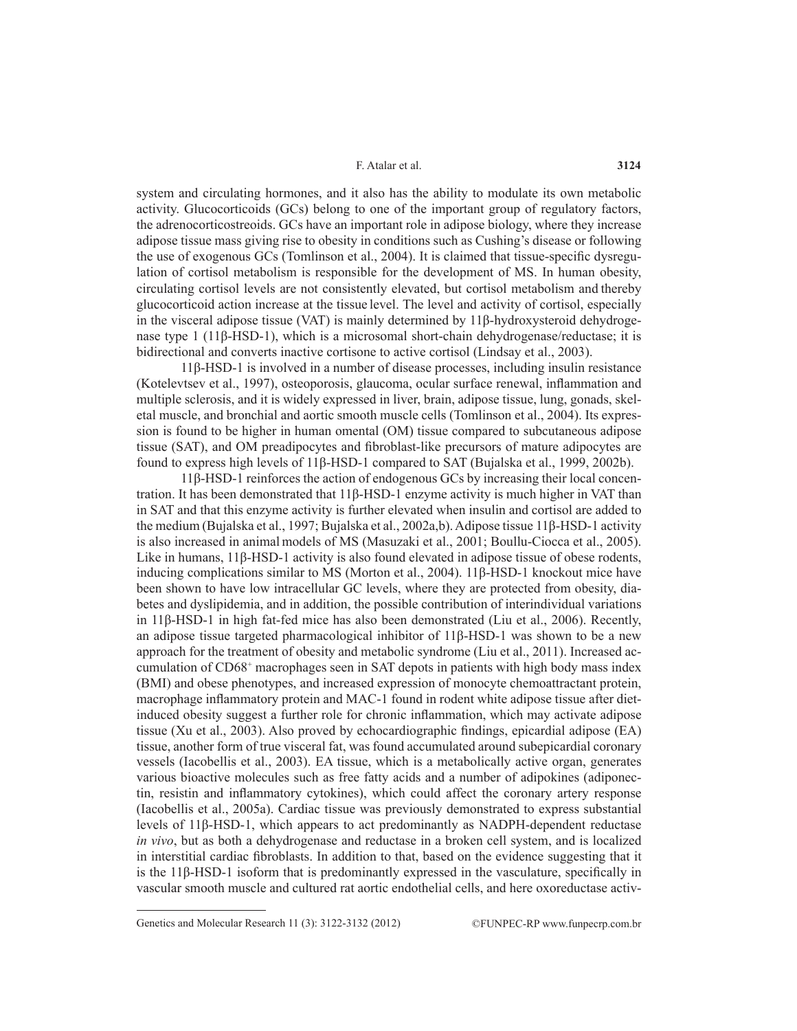system and circulating hormones, and it also has the ability to modulate its own metabolic activity. Glucocorticoids (GCs) belong to one of the important group of regulatory factors, the adrenocorticostreoids. GCs have an important role in adipose biology, where they increase adipose tissue mass giving rise to obesity in conditions such as Cushing's disease or following the use of exogenous GCs (Tomlinson et al., 2004). It is claimed that tissue-specific dysregulation of cortisol metabolism is responsible for the development of MS. In human obesity, circulating cortisol levels are not consistently elevated, but cortisol metabolism and thereby glucocorticoid action increase at the tissue level. The level and activity of cortisol, especially in the visceral adipose tissue (VAT) is mainly determined by 11β-hydroxysteroid dehydrogenase type 1 (11β-HSD-1), which is a microsomal short-chain dehydrogenase/reductase; it is bidirectional and converts inactive cortisone to active cortisol (Lindsay et al., 2003).

11β-HSD-1 is involved in a number of disease processes, including insulin resistance (Kotelevtsev et al., 1997), osteoporosis, glaucoma, ocular surface renewal, inflammation and multiple sclerosis, and it is widely expressed in liver, brain, adipose tissue, lung, gonads, skeletal muscle, and bronchial and aortic smooth muscle cells (Tomlinson et al., 2004). Its expression is found to be higher in human omental (OM) tissue compared to subcutaneous adipose tissue (SAT), and OM preadipocytes and fibroblast-like precursors of mature adipocytes are found to express high levels of 11β-HSD-1 compared to SAT (Bujalska et al., 1999, 2002b).

11β-HSD-1 reinforces the action of endogenous GCs by increasing their local concentration. It has been demonstrated that 11β-HSD-1 enzyme activity is much higher in VAT than in SAT and that this enzyme activity is further elevated when insulin and cortisol are added to the medium (Bujalska et al., 1997; Bujalska et al., 2002a,b). Adipose tissue 11β-HSD-1 activity is also increased in animal models of MS (Masuzaki et al., 2001; Boullu-Ciocca et al., 2005). Like in humans, 11β-HSD-1 activity is also found elevated in adipose tissue of obese rodents, inducing complications similar to MS (Morton et al., 2004). 11β-HSD-1 knockout mice have been shown to have low intracellular GC levels, where they are protected from obesity, diabetes and dyslipidemia, and in addition, the possible contribution of interindividual variations in 11β-HSD-1 in high fat-fed mice has also been demonstrated (Liu et al., 2006). Recently, an adipose tissue targeted pharmacological inhibitor of 11β-HSD-1 was shown to be a new approach for the treatment of obesity and metabolic syndrome (Liu et al., 2011). Increased accumulation of $CD68^+$ macrophages seen in SAT depots in patients with high body mass index (BMI) and obese phenotypes, and increased expression of monocyte chemoattractant protein, macrophage inflammatory protein and MAC-1 found in rodent white adipose tissue after diet-induced obesity suggest a further role for chronic inflammation, which may activate adipose tissue (Xu et al., 2003). Also proved by echocardiographic findings, epicardial adipose (EA) tissue, another form of true visceral fat, was found accumulated around subepicardial coronary vessels (Iacobellis et al., 2003). EA tissue, which is a metabolically active organ, generates various bioactive molecules such as free fatty acids and a number of adipokines (adiponectin, resistin and inflammatory cytokines), which could affect the coronary artery response (Iacobellis et al., 2005a). Cardiac tissue was previously demonstrated to express substantial levels of 11β-HSD-1, which appears to act predominantly as NADPH-dependent reductase *in vivo*, but as both a dehydrogenase and reductase in a broken cell system, and is localized in interstitial cardiac fibroblasts. In addition to that, based on the evidence suggesting that it is the 11β-HSD-1 isoform that is predominantly expressed in the vasculature, specifically in vascular smooth muscle and cultured rat aortic endothelial cells, and here oxoreductase activ-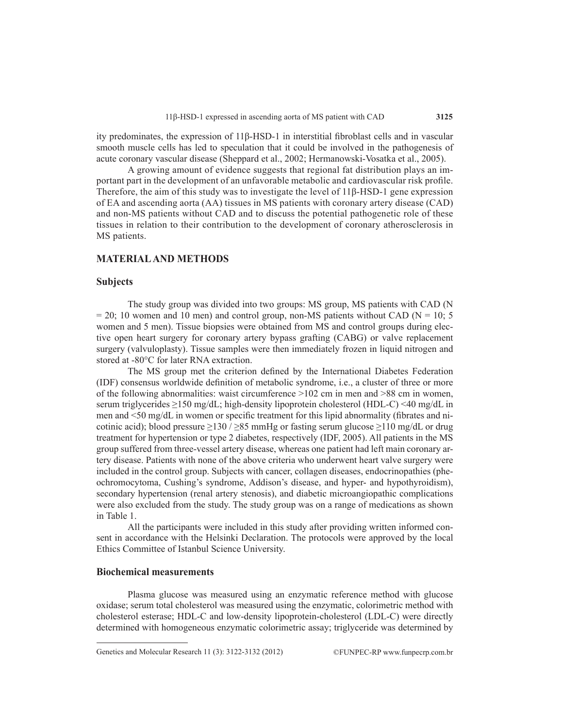ity predominates, the expression of 11β-HSD-1 in interstitial fibroblast cells and in vascular smooth muscle cells has led to speculation that it could be involved in the pathogenesis of acute coronary vascular disease (Sheppard et al., 2002; Hermanowski-Vosatka et al., 2005).

A growing amount of evidence suggests that regional fat distribution plays an important part in the development of an unfavorable metabolic and cardiovascular risk profile. Therefore, the aim of this study was to investigate the level of 11β-HSD-1 gene expression of EA and ascending aorta (AA) tissues in MS patients with coronary artery disease (CAD) and non-MS patients without CAD and to discuss the potential pathogenetic role of these tissues in relation to their contribution to the development of coronary atherosclerosis in MS patients.

## MATERIAL AND METHODS

### Subjects

The study group was divided into two groups: MS group, MS patients with CAD (N = 20; 10 women and 10 men) and control group, non-MS patients without CAD (N = 10; 5 women and 5 men). Tissue biopsies were obtained from MS and control groups during elective open heart surgery for coronary artery bypass grafting (CABG) or valve replacement surgery (valvuloplasty). Tissue samples were then immediately frozen in liquid nitrogen and stored at -80°C for later RNA extraction.

The MS group met the criterion defined by the International Diabetes Federation (IDF) consensus worldwide definition of metabolic syndrome, i.e., a cluster of three or more of the following abnormalities: waist circumference >102 cm in men and >88 cm in women, serum triglycerides ≥150 mg/dL; high-density lipoprotein cholesterol (HDL-C) <40 mg/dL in men and <50 mg/dL in women or specific treatment for this lipid abnormality (fibrates and nicotinic acid); blood pressure ≥130 / ≥85 mmHg or fasting serum glucose ≥110 mg/dL or drug treatment for hypertension or type 2 diabetes, respectively (IDF, 2005). All patients in the MS group suffered from three-vessel artery disease, whereas one patient had left main coronary artery disease. Patients with none of the above criteria who underwent heart valve surgery were included in the control group. Subjects with cancer, collagen diseases, endocrinopathies (pheochromocytoma, Cushing's syndrome, Addison's disease, and hyper- and hypothyroidism), secondary hypertension (renal artery stenosis), and diabetic microangiopathic complications were also excluded from the study. The study group was on a range of medications as shown in Table 1.

All the participants were included in this study after providing written informed consent in accordance with the Helsinki Declaration. The protocols were approved by the local Ethics Committee of Istanbul Science University.

### Biochemical measurements

Plasma glucose was measured using an enzymatic reference method with glucose oxidase; serum total cholesterol was measured using the enzymatic, colorimetric method with cholesterol esterase; HDL-C and low-density lipoprotein-cholesterol (LDL-C) were directly determined with homogeneous enzymatic colorimetric assay; triglyceride was determined by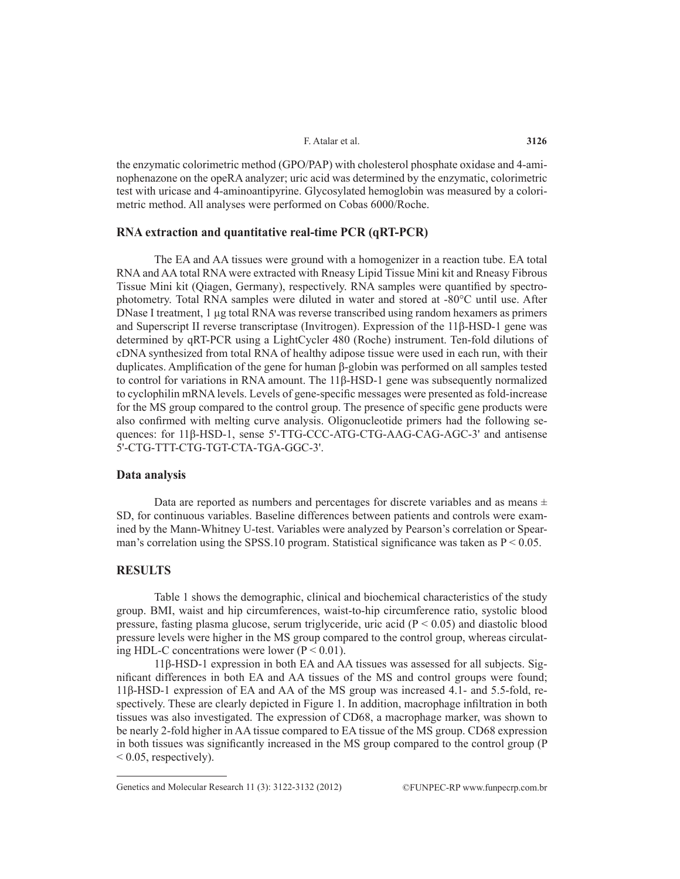the enzymatic colorimetric method (GPO/PAP) with cholesterol phosphate oxidase and 4-aminophenazone on the opeRA analyzer; uric acid was determined by the enzymatic, colorimetric test with uricase and 4-aminoantipyrine. Glycosylated hemoglobin was measured by a colorimetric method. All analyses were performed on Cobas 6000/Roche.

## RNA extraction and quantitative real-time PCR (qRT-PCR)

The EA and AA tissues were ground with a homogenizer in a reaction tube. EA total RNA and AA total RNA were extracted with Rneasy Lipid Tissue Mini kit and Rneasy Fibrous Tissue Mini kit (Qiagen, Germany), respectively. RNA samples were quantified by spectrophotometry. Total RNA samples were diluted in water and stored at -80°C until use. After DNase I treatment, 1 µg total RNA was reverse transcribed using random hexamers as primers and Superscript II reverse transcriptase (Invitrogen). Expression of the 11β-HSD-1 gene was determined by qRT-PCR using a LightCycler 480 (Roche) instrument. Ten-fold dilutions of cDNA synthesized from total RNA of healthy adipose tissue were used in each run, with their duplicates. Amplification of the gene for human β-globin was performed on all samples tested to control for variations in RNA amount. The 11β-HSD-1 gene was subsequently normalized to cyclophilin mRNA levels. Levels of gene-specific messages were presented as fold-increase for the MS group compared to the control group. The presence of specific gene products were also confirmed with melting curve analysis. Oligonucleotide primers had the following sequences: for 11β-HSD-1, sense 5'-TTG-CCC-ATG-CTG-AAG-CAG-AGC-3' and antisense 5'-CTG-TTT-CTG-TGT-CTA-TGA-GGC-3'.

## Data analysis

Data are reported as numbers and percentages for discrete variables and as means ± SD, for continuous variables. Baseline differences between patients and controls were examined by the Mann-Whitney U-test. Variables were analyzed by Pearson's correlation or Spearman's correlation using the SPSS.10 program. Statistical significance was taken as $P < 0.05$.

# RESULTS

Table 1 shows the demographic, clinical and biochemical characteristics of the study group. BMI, waist and hip circumferences, waist-to-hip circumference ratio, systolic blood pressure, fasting plasma glucose, serum triglyceride, uric acid ($P < 0.05$) and diastolic blood pressure levels were higher in the MS group compared to the control group, whereas circulating HDL-C concentrations were lower ($P < 0.01$).

11β-HSD-1 expression in both EA and AA tissues was assessed for all subjects. Significant differences in both EA and AA tissues of the MS and control groups were found; 11β-HSD-1 expression of EA and AA of the MS group was increased 4.1- and 5.5-fold, respectively. These are clearly depicted in Figure 1. In addition, macrophage infiltration in both tissues was also investigated. The expression of CD68, a macrophage marker, was shown to be nearly 2-fold higher in AA tissue compared to EA tissue of the MS group. CD68 expression in both tissues was significantly increased in the MS group compared to the control group ($P < 0.05$, respectively).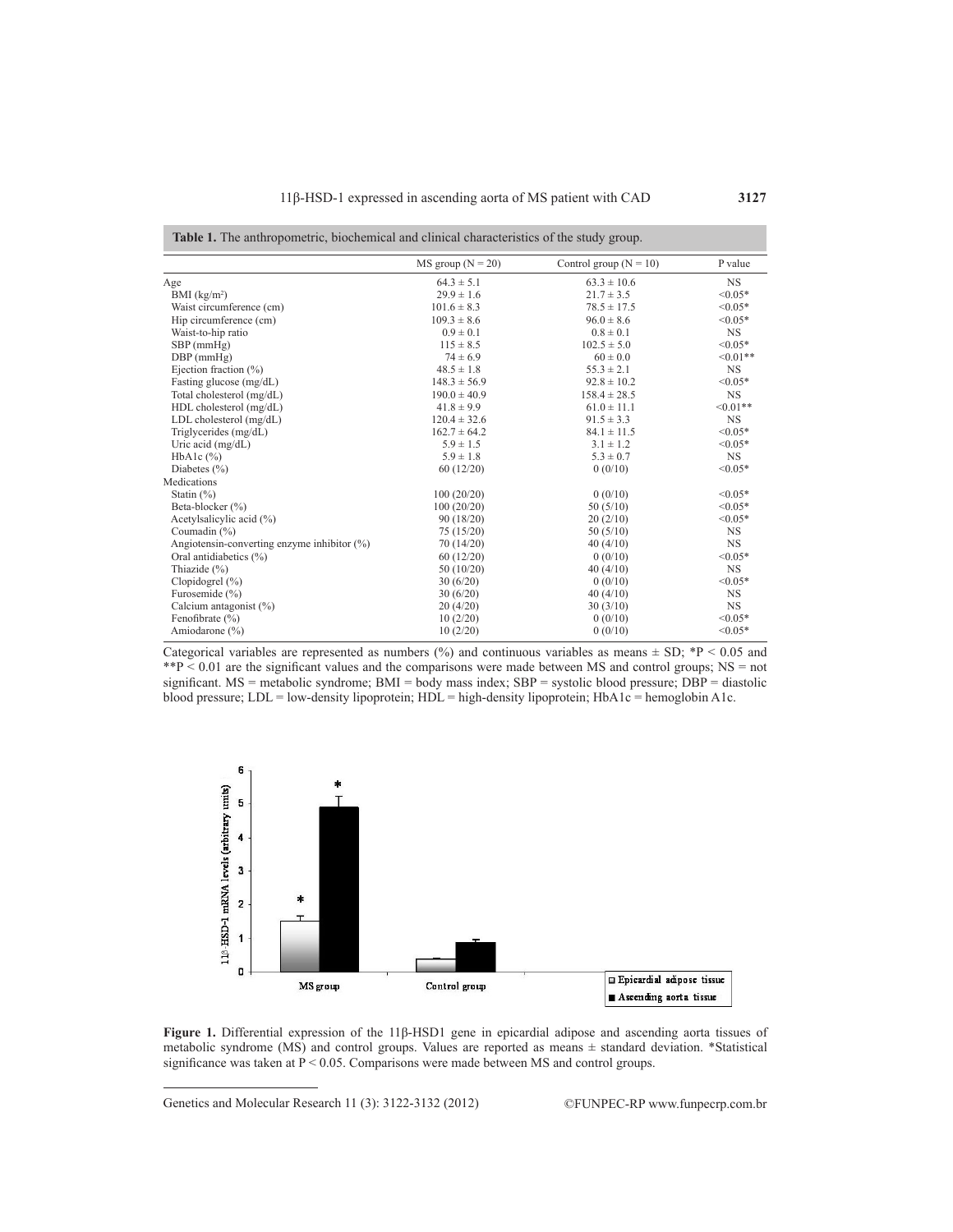**Table 1.** The anthropometric, biochemical and clinical characteristics of the study group.

| | MS group (N = 20) | Control group (N = 10) | P value |
|---|---|---|---|
| Age | 64.3 ± 5.1 | 63.3 ± 10.6 | NS |
| BMI (kg/m²) | 29.9 ± 1.6 | 21.7 ± 3.5 | <0.05* |
| Waist circumference (cm) | 101.6 ± 8.3 | 78.5 ± 17.5 | <0.05* |
| Hip circumference (cm) | 109.3 ± 8.6 | 96.0 ± 8.6 | <0.05* |
| Waist-to-hip ratio | 0.9 ± 0.1 | 0.8 ± 0.1 | NS |
| SBP (mmHg) | 115 ± 8.5 | 102.5 ± 5.0 | <0.05* |
| DBP (mmHg) | 74 ± 6.9 | 60 ± 0.0 | <0.01** |
| Ejection fraction (%) | 48.5 ± 1.8 | 55.3 ± 2.1 | NS |
| Fasting glucose (mg/dL) | 148.3 ± 56.9 | 92.8 ± 10.2 | <0.05* |
| Total cholesterol (mg/dL) | 190.0 ± 40.9 | 158.4 ± 28.5 | NS |
| HDL cholesterol (mg/dL) | 41.8 ± 9.9 | 61.0 ± 11.1 | <0.01** |
| LDL cholesterol (mg/dL) | 120.4 ± 32.6 | 91.5 ± 3.3 | NS |
| Triglycerides (mg/dL) | 162.7 ± 64.2 | 84.1 ± 11.5 | <0.05* |
| Uric acid (mg/dL) | 5.9 ± 1.5 | 3.1 ± 1.2 | <0.05* |
| HbA1c (%) | 5.9 ± 1.8 | 5.3 ± 0.7 | NS |
| Diabetes (%) | 60 (12/20) | 0 (0/10) | <0.05* |
| Medications | | | |
| Statin (%) | 100 (20/20) | 0 (0/10) | <0.05* |
| Beta-blocker (%) | 100 (20/20) | 50 (5/10) | <0.05* |
| Acetylsalicylic acid (%) | 90 (18/20) | 20 (2/10) | <0.05* |
| Coumadin (%) | 75 (15/20) | 50 (5/10) | NS |
| Angiotensin-converting enzyme inhibitor (%) | 70 (14/20) | 40 (4/10) | NS |
| Oral antidiabetics (%) | 60 (12/20) | 0 (0/10) | <0.05* |
| Thiazide (%) | 50 (10/20) | 40 (4/10) | NS |
| Clopidogrel (%) | 30 (6/20) | 0 (0/10) | <0.05* |
| Furosemide (%) | 30 (6/20) | 40 (4/10) | NS |
| Calcium antagonist (%) | 20 (4/20) | 30 (3/10) | NS |
| Fenofibrate (%) | 10 (2/20) | 0 (0/10) | <0.05* |
| Amiodarone (%) | 10 (2/20) | 0 (0/10) | <0.05* |

Categorical variables are represented as numbers (%) and continuous variables as means ± SD; *P < 0.05 and **P < 0.01 are the significant values and the comparisons were made between MS and control groups; NS = not significant. MS = metabolic syndrome; BMI = body mass index; SBP = systolic blood pressure; DBP = diastolic blood pressure; LDL = low-density lipoprotein; HDL = high-density lipoprotein; HbA1c = hemoglobin A1c.

**Figure 1.** Differential expression of the 11β-HSD1 gene in epicardial adipose and ascending aorta tissues of metabolic syndrome (MS) and control groups. Values are reported as means ± standard deviation. *Statistical significance was taken at P < 0.05. Comparisons were made between MS and control groups.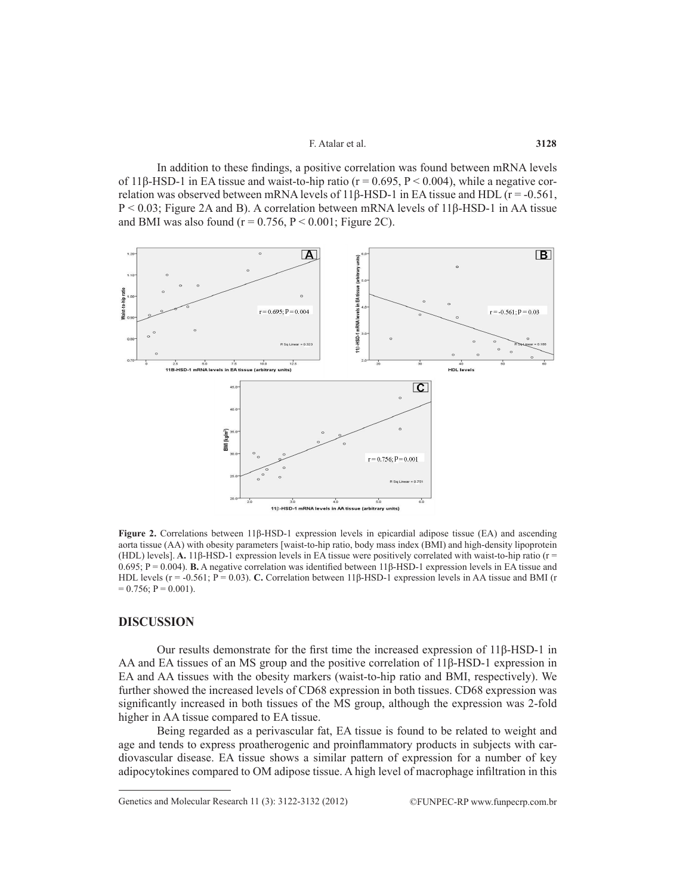In addition to these findings, a positive correlation was found between mRNA levels of 11β-HSD-1 in EA tissue and waist-to-hip ratio ($r = 0.695$, $P < 0.004$), while a negative correlation was observed between mRNA levels of 11β-HSD-1 in EA tissue and HDL ($r = -0.561$, $P < 0.03$; Figure 2A and B). A correlation between mRNA levels of 11β-HSD-1 in AA tissue and BMI was also found ($r = 0.756$, $P < 0.001$; Figure 2C).

**Figure 2.** Correlations between 11β-HSD-1 expression levels in epicardial adipose tissue (EA) and ascending aorta tissue (AA) with obesity parameters [waist-to-hip ratio, body mass index (BMI) and high-density lipoprotein (HDL) levels]. **A.** 11β-HSD-1 expression levels in EA tissue were positively correlated with waist-to-hip ratio ($r = 0.695$; $P = 0.004$). **B.** A negative correlation was identified between 11β-HSD-1 expression levels in EA tissue and HDL levels ($r = -0.561$; $P = 0.03$). **C.** Correlation between 11β-HSD-1 expression levels in AA tissue and BMI ($r = 0.756$; $P = 0.001$).

## DISCUSSION

Our results demonstrate for the first time the increased expression of 11β-HSD-1 in AA and EA tissues of an MS group and the positive correlation of 11β-HSD-1 expression in EA and AA tissues with the obesity markers (waist-to-hip ratio and BMI, respectively). We further showed the increased levels of CD68 expression in both tissues. CD68 expression was significantly increased in both tissues of the MS group, although the expression was 2-fold higher in AA tissue compared to EA tissue.

Being regarded as a perivascular fat, EA tissue is found to be related to weight and age and tends to express proatherogenic and proinflammatory products in subjects with cardiovascular disease. EA tissue shows a similar pattern of expression for a number of key adipocytokines compared to OM adipose tissue. A high level of macrophage infiltration in this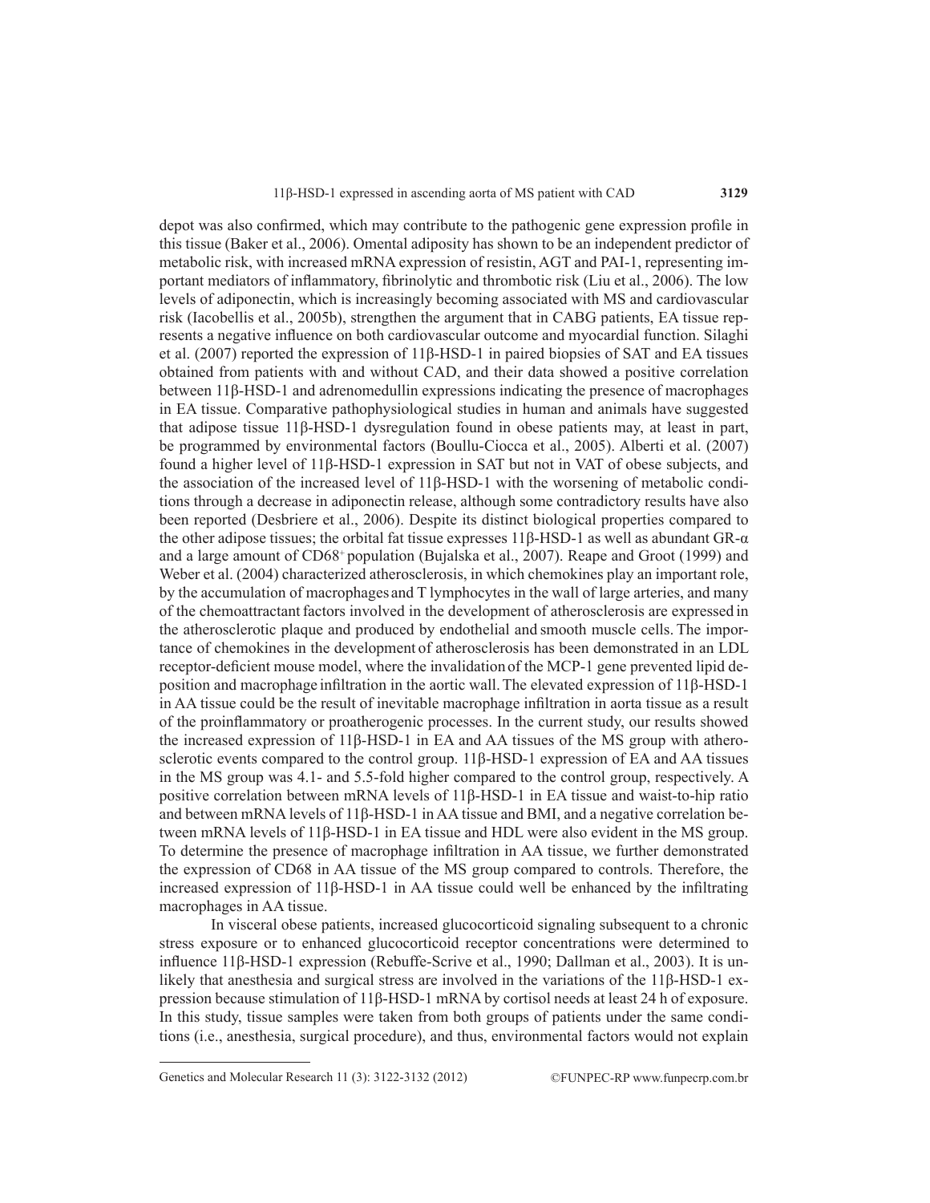depot was also confirmed, which may contribute to the pathogenic gene expression profile in this tissue (Baker et al., 2006). Omental adiposity has shown to be an independent predictor of metabolic risk, with increased mRNA expression of resistin, AGT and PAI-1, representing important mediators of inflammatory, fibrinolytic and thrombotic risk (Liu et al., 2006). The low levels of adiponectin, which is increasingly becoming associated with MS and cardiovascular risk (Iacobellis et al., 2005b), strengthen the argument that in CABG patients, EA tissue represents a negative influence on both cardiovascular outcome and myocardial function. Silaghi et al. (2007) reported the expression of 11β-HSD-1 in paired biopsies of SAT and EA tissues obtained from patients with and without CAD, and their data showed a positive correlation between 11β-HSD-1 and adrenomedullin expressions indicating the presence of macrophages in EA tissue. Comparative pathophysiological studies in human and animals have suggested that adipose tissue 11β-HSD-1 dysregulation found in obese patients may, at least in part, be programmed by environmental factors (Boullu-Ciocca et al., 2005). Alberti et al. (2007) found a higher level of 11β-HSD-1 expression in SAT but not in VAT of obese subjects, and the association of the increased level of 11β-HSD-1 with the worsening of metabolic conditions through a decrease in adiponectin release, although some contradictory results have also been reported (Desbriere et al., 2006). Despite its distinct biological properties compared to the other adipose tissues; the orbital fat tissue expresses 11β-HSD-1 as well as abundant GR-α and a large amount of $CD68^{+}$ population (Bujalska et al., 2007). Reape and Groot (1999) and Weber et al. (2004) characterized atherosclerosis, in which chemokines play an important role, by the accumulation of macrophages and T lymphocytes in the wall of large arteries, and many of the chemoattractant factors involved in the development of atherosclerosis are expressed in the atherosclerotic plaque and produced by endothelial and smooth muscle cells. The importance of chemokines in the development of atherosclerosis has been demonstrated in an LDL receptor-deficient mouse model, where the invalidation of the MCP-1 gene prevented lipid deposition and macrophage infiltration in the aortic wall. The elevated expression of 11β-HSD-1 in AA tissue could be the result of inevitable macrophage infiltration in aorta tissue as a result of the proinflammatory or proatherogenic processes. In the current study, our results showed the increased expression of 11β-HSD-1 in EA and AA tissues of the MS group with atherosclerotic events compared to the control group. 11β-HSD-1 expression of EA and AA tissues in the MS group was 4.1- and 5.5-fold higher compared to the control group, respectively. A positive correlation between mRNA levels of 11β-HSD-1 in EA tissue and waist-to-hip ratio and between mRNA levels of 11β-HSD-1 in AA tissue and BMI, and a negative correlation between mRNA levels of 11β-HSD-1 in EA tissue and HDL were also evident in the MS group. To determine the presence of macrophage infiltration in AA tissue, we further demonstrated the expression of CD68 in AA tissue of the MS group compared to controls. Therefore, the increased expression of 11β-HSD-1 in AA tissue could well be enhanced by the infiltrating macrophages in AA tissue.

In visceral obese patients, increased glucocorticoid signaling subsequent to a chronic stress exposure or to enhanced glucocorticoid receptor concentrations were determined to influence 11β-HSD-1 expression (Rebuffe-Scrive et al., 1990; Dallman et al., 2003). It is unlikely that anesthesia and surgical stress are involved in the variations of the 11β-HSD-1 expression because stimulation of 11β-HSD-1 mRNA by cortisol needs at least 24 h of exposure. In this study, tissue samples were taken from both groups of patients under the same conditions (i.e., anesthesia, surgical procedure), and thus, environmental factors would not explain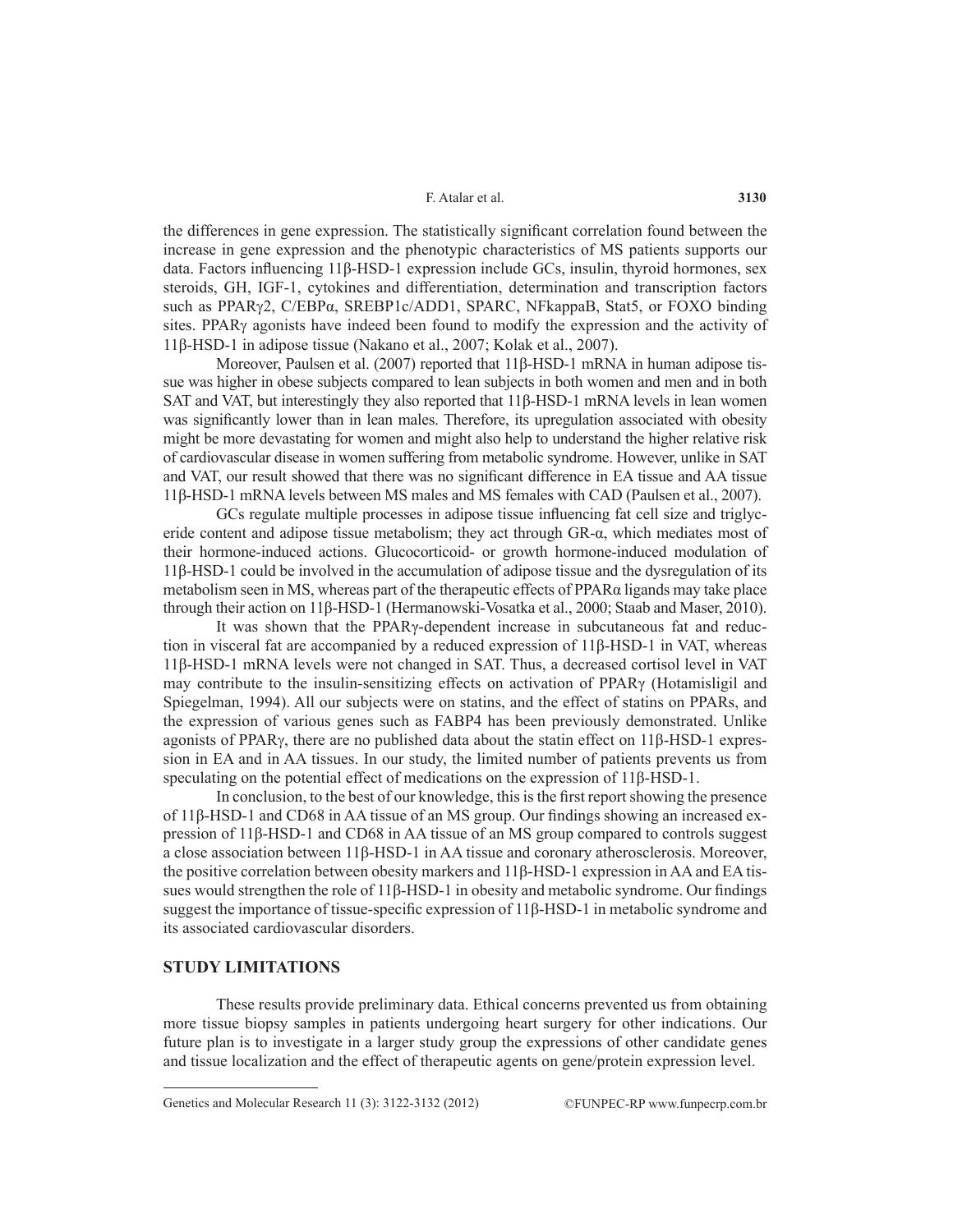the differences in gene expression. The statistically significant correlation found between the increase in gene expression and the phenotypic characteristics of MS patients supports our data. Factors influencing 11β-HSD-1 expression include GCs, insulin, thyroid hormones, sex steroids, GH, IGF-1, cytokines and differentiation, determination and transcription factors such as PPARγ2, C/EBPα, SREBP1c/ADD1, SPARC, NFkappaB, Stat5, or FOXO binding sites. PPARγ agonists have indeed been found to modify the expression and the activity of 11β-HSD-1 in adipose tissue (Nakano et al., 2007; Kolak et al., 2007).

Moreover, Paulsen et al. (2007) reported that 11β-HSD-1 mRNA in human adipose tissue was higher in obese subjects compared to lean subjects in both women and men and in both SAT and VAT, but interestingly they also reported that 11β-HSD-1 mRNA levels in lean women was significantly lower than in lean males. Therefore, its upregulation associated with obesity might be more devastating for women and might also help to understand the higher relative risk of cardiovascular disease in women suffering from metabolic syndrome. However, unlike in SAT and VAT, our result showed that there was no significant difference in EA tissue and AA tissue 11β-HSD-1 mRNA levels between MS males and MS females with CAD (Paulsen et al., 2007).

GCs regulate multiple processes in adipose tissue influencing fat cell size and triglyceride content and adipose tissue metabolism; they act through GR-α, which mediates most of their hormone-induced actions. Glucocorticoid- or growth hormone-induced modulation of 11β-HSD-1 could be involved in the accumulation of adipose tissue and the dysregulation of its metabolism seen in MS, whereas part of the therapeutic effects of PPARα ligands may take place through their action on 11β-HSD-1 (Hermanowski-Vosatka et al., 2000; Staab and Maser, 2010).

It was shown that the PPARγ-dependent increase in subcutaneous fat and reduction in visceral fat are accompanied by a reduced expression of 11β-HSD-1 in VAT, whereas 11β-HSD-1 mRNA levels were not changed in SAT. Thus, a decreased cortisol level in VAT may contribute to the insulin-sensitizing effects on activation of PPARγ (Hotamisligil and Spiegelman, 1994). All our subjects were on statins, and the effect of statins on PPARs, and the expression of various genes such as FABP4 has been previously demonstrated. Unlike agonists of PPARγ, there are no published data about the statin effect on 11β-HSD-1 expression in EA and in AA tissues. In our study, the limited number of patients prevents us from speculating on the potential effect of medications on the expression of 11β-HSD-1.

In conclusion, to the best of our knowledge, this is the first report showing the presence of 11β-HSD-1 and CD68 in AA tissue of an MS group. Our findings showing an increased expression of 11β-HSD-1 and CD68 in AA tissue of an MS group compared to controls suggest a close association between 11β-HSD-1 in AA tissue and coronary atherosclerosis. Moreover, the positive correlation between obesity markers and 11β-HSD-1 expression in AA and EA tissues would strengthen the role of 11β-HSD-1 in obesity and metabolic syndrome. Our findings suggest the importance of tissue-specific expression of 11β-HSD-1 in metabolic syndrome and its associated cardiovascular disorders.

## STUDY LIMITATIONS

These results provide preliminary data. Ethical concerns prevented us from obtaining more tissue biopsy samples in patients undergoing heart surgery for other indications. Our future plan is to investigate in a larger study group the expressions of other candidate genes and tissue localization and the effect of therapeutic agents on gene/protein expression level.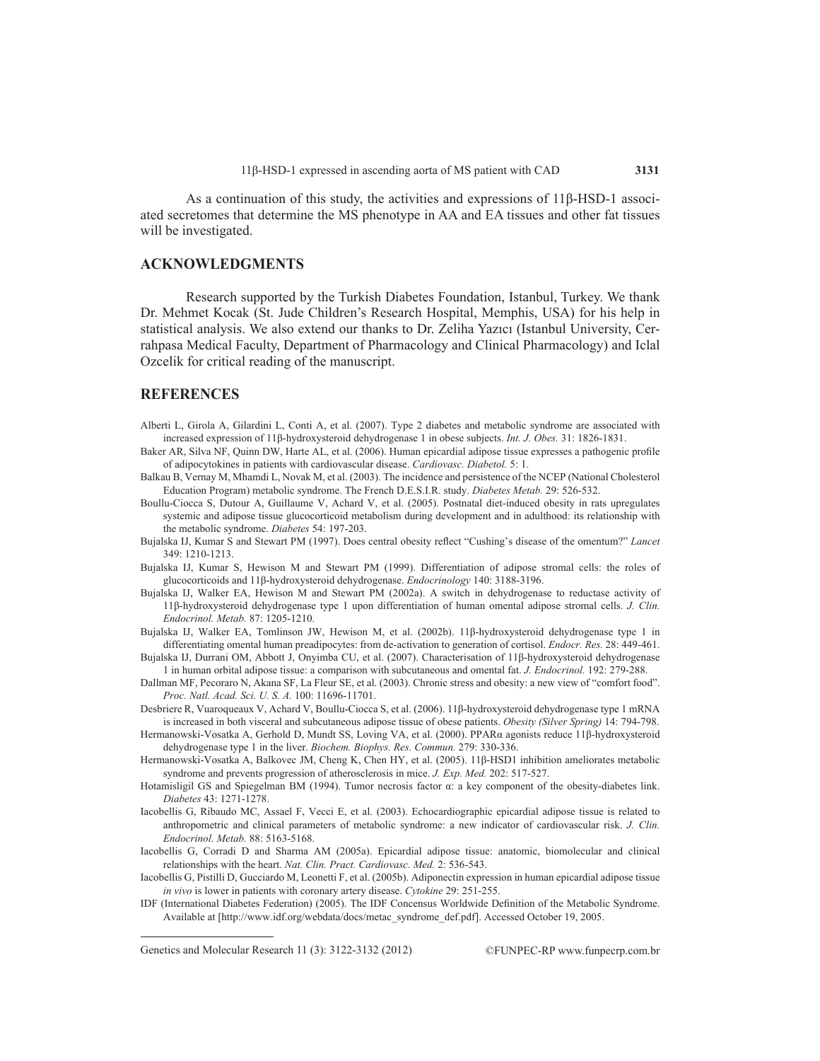As a continuation of this study, the activities and expressions of 11β-HSD-1 associated secretomes that determine the MS phenotype in AA and EA tissues and other fat tissues will be investigated.

## ACKNOWLEDGMENTS

Research supported by the Turkish Diabetes Foundation, Istanbul, Turkey. We thank Dr. Mehmet Kocak (St. Jude Children's Research Hospital, Memphis, USA) for his help in statistical analysis. We also extend our thanks to Dr. Zeliha Yazıcı (Istanbul University, Cerrahpasa Medical Faculty, Department of Pharmacology and Clinical Pharmacology) and Iclal Ozcelik for critical reading of the manuscript.

## REFERENCES

Alberti L, Girola A, Gilardini L, Conti A, et al. (2007). Type 2 diabetes and metabolic syndrome are associated with increased expression of 11β-hydroxysteroid dehydrogenase 1 in obese subjects. *Int. J. Obes.* 31: 1826-1831.

Baker AR, Silva NF, Quinn DW, Harte AL, et al. (2006). Human epicardial adipose tissue expresses a pathogenic profile of adipocytokines in patients with cardiovascular disease. *Cardiovasc. Diabetol.* 5: 1.

Balkau B, Vernay M, Mhamdi L, Novak M, et al. (2003). The incidence and persistence of the NCEP (National Cholesterol Education Program) metabolic syndrome. The French D.E.S.I.R. study. *Diabetes Metab.* 29: 526-532.

Boullu-Ciocca S, Dutour A, Guillaume V, Achard V, et al. (2005). Postnatal diet-induced obesity in rats upregulates systemic and adipose tissue glucocorticoid metabolism during development and in adulthood: its relationship with the metabolic syndrome. *Diabetes* 54: 197-203.

Bujalska IJ, Kumar S and Stewart PM (1997). Does central obesity reflect "Cushing's disease of the omentum?" *Lancet* 349: 1210-1213.

Bujalska IJ, Kumar S, Hewison M and Stewart PM (1999). Differentiation of adipose stromal cells: the roles of glucocorticoids and 11β-hydroxysteroid dehydrogenase. *Endocrinology* 140: 3188-3196.

Bujalska IJ, Walker EA, Hewison M and Stewart PM (2002a). A switch in dehydrogenase to reductase activity of 11β-hydroxysteroid dehydrogenase type 1 upon differentiation of human omental adipose stromal cells. *J. Clin. Endocrinol. Metab.* 87: 1205-1210.

Bujalska IJ, Walker EA, Tomlinson JW, Hewison M, et al. (2002b). 11β-hydroxysteroid dehydrogenase type 1 in differentiating omental human preadipocytes: from de-activation to generation of cortisol. *Endocr. Res.* 28: 449-461.

Bujalska IJ, Durrani OM, Abbott J, Onyimba CU, et al. (2007). Characterisation of 11β-hydroxysteroid dehydrogenase 1 in human orbital adipose tissue: a comparison with subcutaneous and omental fat. *J. Endocrinol.* 192: 279-288.

Dallman MF, Pecoraro N, Akana SF, La Fleur SE, et al. (2003). Chronic stress and obesity: a new view of "comfort food". *Proc. Natl. Acad. Sci. U. S. A.* 100: 11696-11701.

Desbriere R, Vuaroqueaux V, Achard V, Boullu-Ciocca S, et al. (2006). 11β-hydroxysteroid dehydrogenase type 1 mRNA is increased in both visceral and subcutaneous adipose tissue of obese patients. *Obesity (Silver Spring)* 14: 794-798.

Hermanowski-Vosatka A, Gerhold D, Mundt SS, Loving VA, et al. (2000). PPARα agonists reduce 11β-hydroxysteroid dehydrogenase type 1 in the liver. *Biochem. Biophys. Res. Commun.* 279: 330-336.

Hermanowski-Vosatka A, Balkovec JM, Cheng K, Chen HY, et al. (2005). 11β-HSD1 inhibition ameliorates metabolic syndrome and prevents progression of atherosclerosis in mice. *J. Exp. Med.* 202: 517-527.

Hotamisligil GS and Spiegelman BM (1994). Tumor necrosis factor α: a key component of the obesity-diabetes link. *Diabetes* 43: 1271-1278.

Iacobellis G, Ribaudo MC, Assael F, Vecci E, et al. (2003). Echocardiographic epicardial adipose tissue is related to anthropometric and clinical parameters of metabolic syndrome: a new indicator of cardiovascular risk. *J. Clin. Endocrinol. Metab.* 88: 5163-5168.

Iacobellis G, Corradi D and Sharma AM (2005a). Epicardial adipose tissue: anatomic, biomolecular and clinical relationships with the heart. *Nat. Clin. Pract. Cardiovasc. Med.* 2: 536-543.

Iacobellis G, Pistilli D, Gucciardo M, Leonetti F, et al. (2005b). Adiponectin expression in human epicardial adipose tissue *in vivo* is lower in patients with coronary artery disease. *Cytokine* 29: 251-255.

IDF (International Diabetes Federation) (2005). The IDF Concensus Worldwide Definition of the Metabolic Syndrome. Available at [http://www.idf.org/webdata/docs/metac_syndrome_def.pdf]. Accessed October 19, 2005.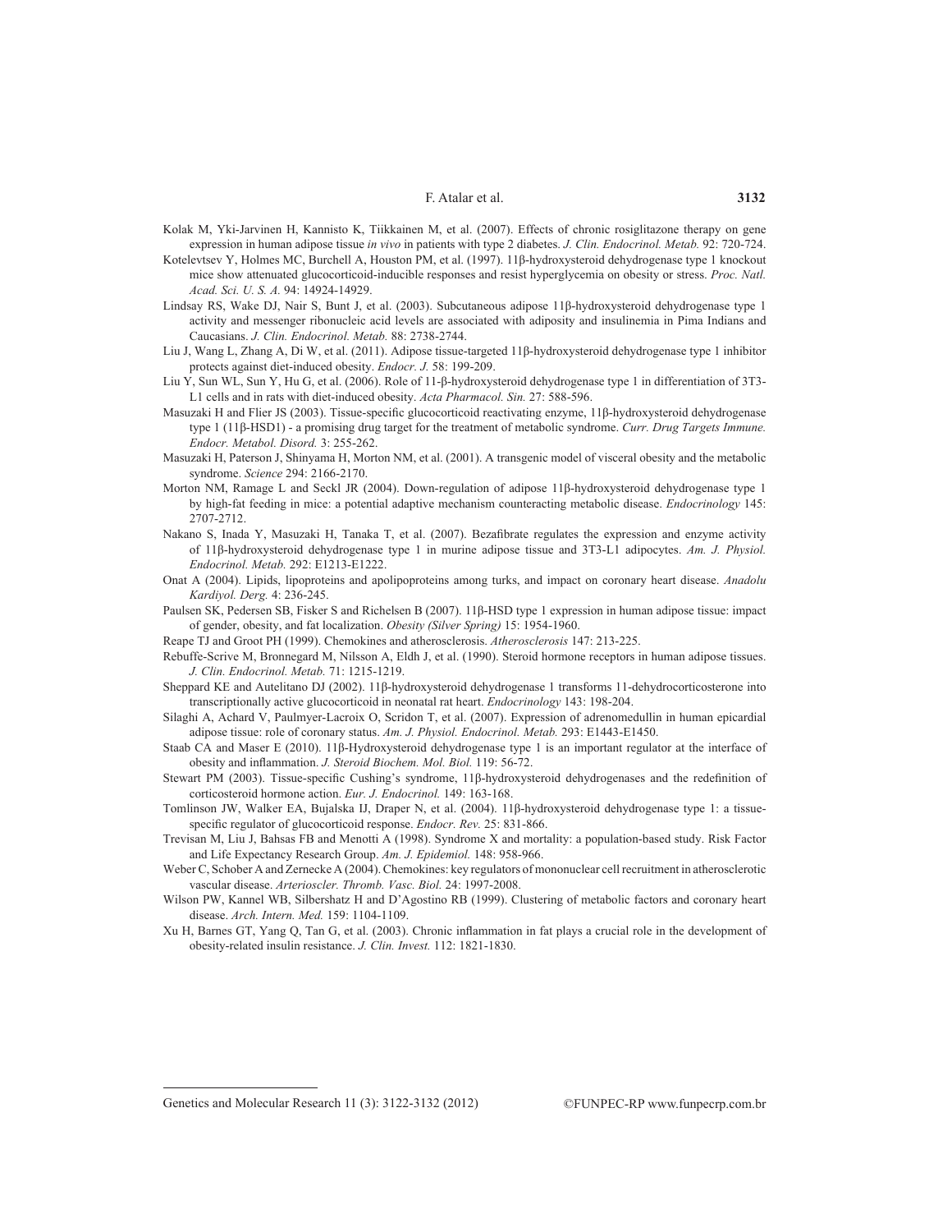Kolak M, Yki-Jarvinen H, Kannisto K, Tiikkainen M, et al. (2007). Effects of chronic rosiglitazone therapy on gene expression in human adipose tissue *in vivo* in patients with type 2 diabetes. *J. Clin. Endocrinol. Metab.* 92: 720-724.

Kotelevtsev Y, Holmes MC, Burchell A, Houston PM, et al. (1997). 11β-hydroxysteroid dehydrogenase type 1 knockout mice show attenuated glucocorticoid-inducible responses and resist hyperglycemia on obesity or stress. *Proc. Natl. Acad. Sci. U. S. A.* 94: 14924-14929.

Lindsay RS, Wake DJ, Nair S, Bunt J, et al. (2003). Subcutaneous adipose 11β-hydroxysteroid dehydrogenase type 1 activity and messenger ribonucleic acid levels are associated with adiposity and insulinemia in Pima Indians and Caucasians. *J. Clin. Endocrinol. Metab.* 88: 2738-2744.

Liu J, Wang L, Zhang A, Di W, et al. (2011). Adipose tissue-targeted 11β-hydroxysteroid dehydrogenase type 1 inhibitor protects against diet-induced obesity. *Endocr. J.* 58: 199-209.

Liu Y, Sun WL, Sun Y, Hu G, et al. (2006). Role of 11-β-hydroxysteroid dehydrogenase type 1 in differentiation of 3T3-L1 cells and in rats with diet-induced obesity. *Acta Pharmacol. Sin.* 27: 588-596.

Masuzaki H and Flier JS (2003). Tissue-specific glucocorticoid reactivating enzyme, 11β-hydroxysteroid dehydrogenase type 1 (11β-HSD1) - a promising drug target for the treatment of metabolic syndrome. *Curr. Drug Targets Immune. Endocr. Metabol. Disord.* 3: 255-262.

Masuzaki H, Paterson J, Shinyama H, Morton NM, et al. (2001). A transgenic model of visceral obesity and the metabolic syndrome. *Science* 294: 2166-2170.

Morton NM, Ramage L and Seckl JR (2004). Down-regulation of adipose 11β-hydroxysteroid dehydrogenase type 1 by high-fat feeding in mice: a potential adaptive mechanism counteracting metabolic disease. *Endocrinology* 145: 2707-2712.

Nakano S, Inada Y, Masuzaki H, Tanaka T, et al. (2007). Bezafibrate regulates the expression and enzyme activity of 11β-hydroxysteroid dehydrogenase type 1 in murine adipose tissue and 3T3-L1 adipocytes. *Am. J. Physiol. Endocrinol. Metab.* 292: E1213-E1222.

Onat A (2004). Lipids, lipoproteins and apolipoproteins among turks, and impact on coronary heart disease. *Anadolu Kardiyol. Derg.* 4: 236-245.

Paulsen SK, Pedersen SB, Fisker S and Richelsen B (2007). 11β-HSD type 1 expression in human adipose tissue: impact of gender, obesity, and fat localization. *Obesity (Silver Spring)* 15: 1954-1960.

Reape TJ and Groot PH (1999). Chemokines and atherosclerosis. *Atherosclerosis* 147: 213-225.

Rebuffe-Scrive M, Bronnegard M, Nilsson A, Eldh J, et al. (1990). Steroid hormone receptors in human adipose tissues. *J. Clin. Endocrinol. Metab.* 71: 1215-1219.

Sheppard KE and Autelitano DJ (2002). 11β-hydroxysteroid dehydrogenase 1 transforms 11-dehydrocorticosterone into transcriptionally active glucocorticoid in neonatal rat heart. *Endocrinology* 143: 198-204.

Silaghi A, Achard V, Paulmyer-Lacroix O, Scridon T, et al. (2007). Expression of adrenomedullin in human epicardial adipose tissue: role of coronary status. *Am. J. Physiol. Endocrinol. Metab.* 293: E1443-E1450.

Staab CA and Maser E (2010). 11β-Hydroxysteroid dehydrogenase type 1 is an important regulator at the interface of obesity and inflammation. *J. Steroid Biochem. Mol. Biol.* 119: 56-72.

Stewart PM (2003). Tissue-specific Cushing's syndrome, 11β-hydroxysteroid dehydrogenases and the redefinition of corticosteroid hormone action. *Eur. J. Endocrinol.* 149: 163-168.

Tomlinson JW, Walker EA, Bujalska IJ, Draper N, et al. (2004). 11β-hydroxysteroid dehydrogenase type 1: a tissue-specific regulator of glucocorticoid response. *Endocr. Rev.* 25: 831-866.

Trevisan M, Liu J, Bahsas FB and Menotti A (1998). Syndrome X and mortality: a population-based study. Risk Factor and Life Expectancy Research Group. *Am. J. Epidemiol.* 148: 958-966.

Weber C, Schober A and Zernecke A (2004). Chemokines: key regulators of mononuclear cell recruitment in atherosclerotic vascular disease. *Arterioscler. Thromb. Vasc. Biol.* 24: 1997-2008.

Wilson PW, Kannel WB, Silbershatz H and D'Agostino RB (1999). Clustering of metabolic factors and coronary heart disease. *Arch. Intern. Med.* 159: 1104-1109.

Xu H, Barnes GT, Yang Q, Tan G, et al. (2003). Chronic inflammation in fat plays a crucial role in the development of obesity-related insulin resistance. *J. Clin. Invest.* 112: 1821-1830.